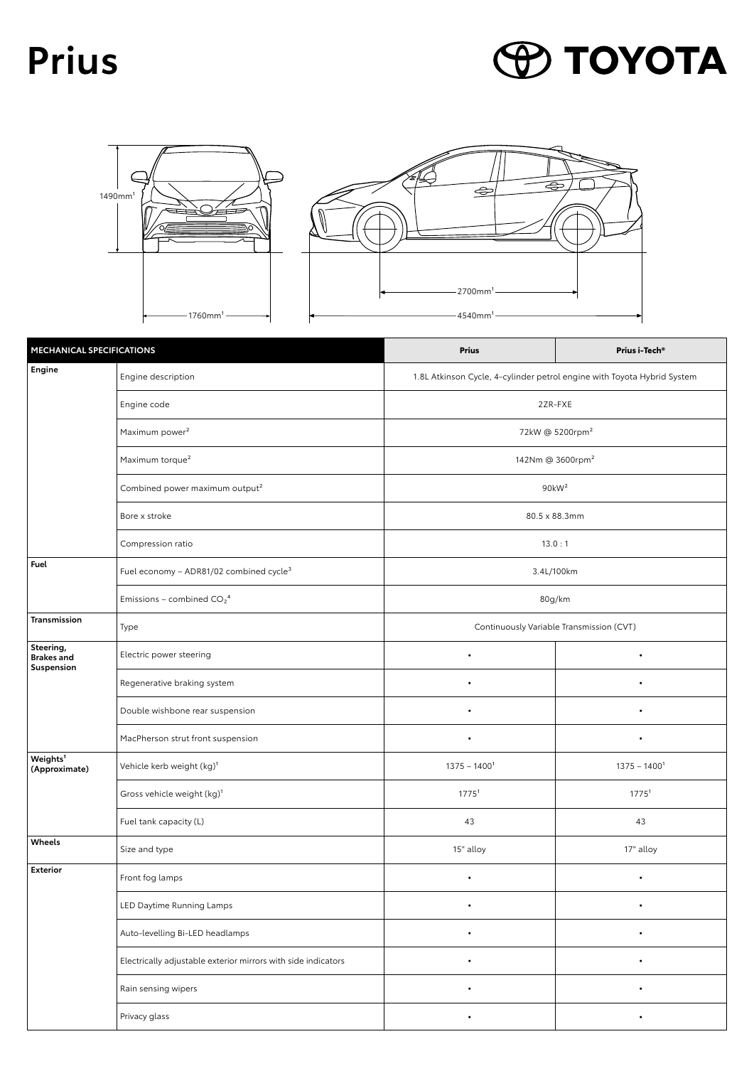# Prius

TOYOTA

1490mm[1]

1760mm[1]

2700mm[1]

4540mm[1]

| MECHANICAL SPECIFICATIONS | | Prius | Prius i-Tech® |
|---|---|---|---|
| Engine | Engine description | 1.8L Atkinson Cycle, 4-cylinder petrol engine with Toyota Hybrid System | |
| | Engine code | 2ZR-FXE | |
| | Maximum power[2] | 72kW @ 5200rpm[2] | |
| | Maximum torque[2] | 142Nm @ 3600rpm[2] | |
| | Combined power maximum output[2] | 90kW[2] | |
| | Bore x stroke | 80.5 x 88.3mm | |
| | Compression ratio | 13.0 : 1 | |
| Fuel | Fuel economy – ADR81/02 combined cycle[3] | 3.4L/100km | |
| | Emissions – combined $CO_2$[4] | 80g/km | |
| Transmission | Type | Continuously Variable Transmission (CVT) | |
| Steering, Brakes and Suspension | Electric power steering | • | • |
| | Regenerative braking system | • | • |
| | Double wishbone rear suspension | • | • |
| | MacPherson strut front suspension | • | • |
| Weights[1] (Approximate) | Vehicle kerb weight (kg)[1] | 1375 – 1400[1] | 1375 – 1400[1] |
| | Gross vehicle weight (kg)[1] | 1775[1] | 1775[1] |
| | Fuel tank capacity (L) | 43 | 43 |
| Wheels | Size and type | 15" alloy | 17" alloy |
| Exterior | Front fog lamps | • | • |
| | LED Daytime Running Lamps | • | • |
| | Auto-levelling Bi-LED headlamps | • | • |
| | Electrically adjustable exterior mirrors with side indicators | • | • |
| | Rain sensing wipers | • | • |
| | Privacy glass | • | • |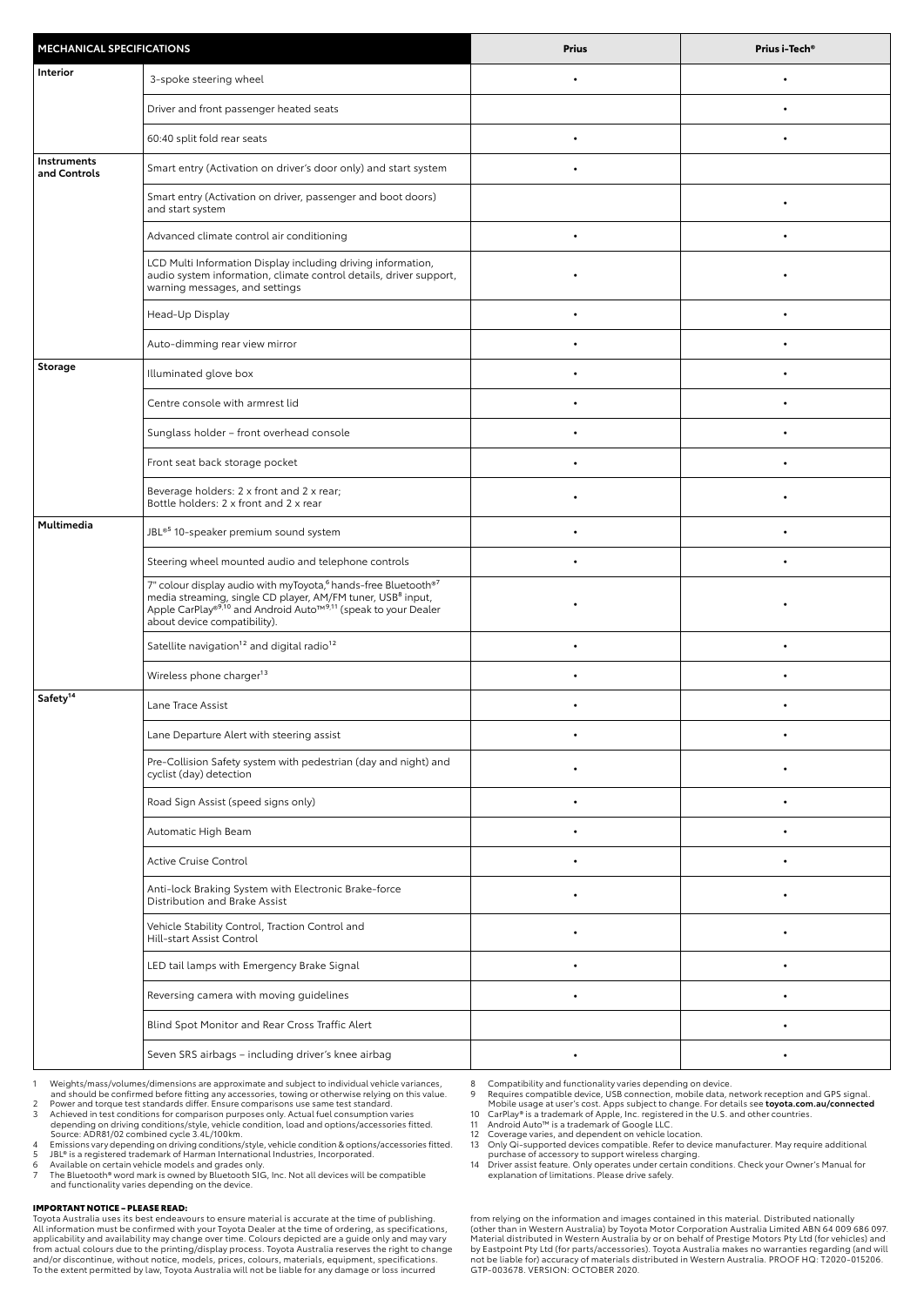| MECHANICAL SPECIFICATIONS | | Prius | Prius i-Tech® |
|---|---|---|---|
| Interior | 3-spoke steering wheel | • | • |
| | Driver and front passenger heated seats | | • |
| | 60:40 split fold rear seats | • | • |
| Instruments and Controls | Smart entry (Activation on driver's door only) and start system | • | |
| | Smart entry (Activation on driver, passenger and boot doors) and start system | | • |
| | Advanced climate control air conditioning | • | • |
| | LCD Multi Information Display including driving information, audio system information, climate control details, driver support, warning messages, and settings | • | • |
| | Head-Up Display | • | • |
| | Auto-dimming rear view mirror | • | • |
| Storage | Illuminated glove box | • | • |
| | Centre console with armrest lid | • | • |
| | Sunglass holder – front overhead console | • | • |
| | Front seat back storage pocket | • | • |
| | Beverage holders: 2 x front and 2 x rear; Bottle holders: 2 x front and 2 x rear | • | • |
| Multimedia | JBL®[5] 10-speaker premium sound system | • | • |
| | Steering wheel mounted audio and telephone controls | • | • |
| | 7" colour display audio with myToyota,[6] hands-free Bluetooth®[7] media streaming, single CD player, AM/FM tuner, USB[8] input, Apple CarPlay®[9,10] and Android Auto™[9,11] (speak to your Dealer about device compatibility). | • | • |
| | Satellite navigation[12] and digital radio[12] | • | • |
| | Wireless phone charger[13] | • | • |
| Safety[14] | Lane Trace Assist | • | • |
| | Lane Departure Alert with steering assist | • | • |
| | Pre-Collision Safety system with pedestrian (day and night) and cyclist (day) detection | • | • |
| | Road Sign Assist (speed signs only) | • | • |
| | Automatic High Beam | • | • |
| | Active Cruise Control | • | • |
| | Anti-lock Braking System with Electronic Brake-force Distribution and Brake Assist | • | • |
| | Vehicle Stability Control, Traction Control and Hill-start Assist Control | • | • |
| | LED tail lamps with Emergency Brake Signal | • | • |
| | Reversing camera with moving guidelines | • | • |
| | Blind Spot Monitor and Rear Cross Traffic Alert | | • |
| | Seven SRS airbags – including driver's knee airbag | • | • |

1 Weights/mass/volumes/dimensions are approximate and subject to individual vehicle variances, and should be confirmed before fitting any accessories, towing or otherwise relying on this value.
2 Power and torque test standards differ. Ensure comparisons use same test standard.
3 Achieved in test conditions for comparison purposes only. Actual fuel consumption varies depending on driving conditions/style, vehicle condition, load and options/accessories fitted. Source: ADR81/02 combined cycle 3.4L/100km.
4 Emissions vary depending on driving conditions/style, vehicle condition & options/accessories fitted.
5 JBL® is a registered trademark of Harman International Industries, Incorporated.
6 Available on certain vehicle models and grades only.
7 The Bluetooth® word mark is owned by Bluetooth SIG, Inc. Not all devices will be compatible and functionality varies depending on the device.
8 Compatibility and functionality varies depending on device.
9 Requires compatible device, USB connection, mobile data, network reception and GPS signal. Mobile usage at user's cost. Apps subject to change. For details see **toyota.com.au/connected**
10 CarPlay® is a trademark of Apple, Inc. registered in the U.S. and other countries.
11 Android Auto™ is a trademark of Google LLC.
12 Coverage varies, and dependent on vehicle location.
13 Only Qi-supported devices compatible. Refer to device manufacturer. May require additional purchase of accessory to support wireless charging.
14 Driver assist feature. Only operates under certain conditions. Check your Owner's Manual for explanation of limitations. Please drive safely.

**IMPORTANT NOTICE – PLEASE READ:**
Toyota Australia uses its best endeavours to ensure material is accurate at the time of publishing. All information must be confirmed with your Toyota Dealer at the time of ordering, as specifications, applicability and availability may change over time. Colours depicted are a guide only and may vary from actual colours due to the printing/display process. Toyota Australia reserves the right to change and/or discontinue, without notice, models, prices, colours, materials, equipment, specifications. To the extent permitted by law, Toyota Australia will not be liable for any damage or loss incurred from relying on the information and images contained in this material. Distributed nationally (other than in Western Australia) by Toyota Motor Corporation Australia Limited ABN 64 009 686 097. Material distributed in Western Australia by or on behalf of Prestige Motors Pty Ltd (for vehicles) and by Eastpoint Pty Ltd (for parts/accessories). Toyota Australia makes no warranties regarding (and will not be liable for) accuracy of materials distributed in Western Australia. PROOF HQ: T2020-015206. GTP-003678. VERSION: OCTOBER 2020.